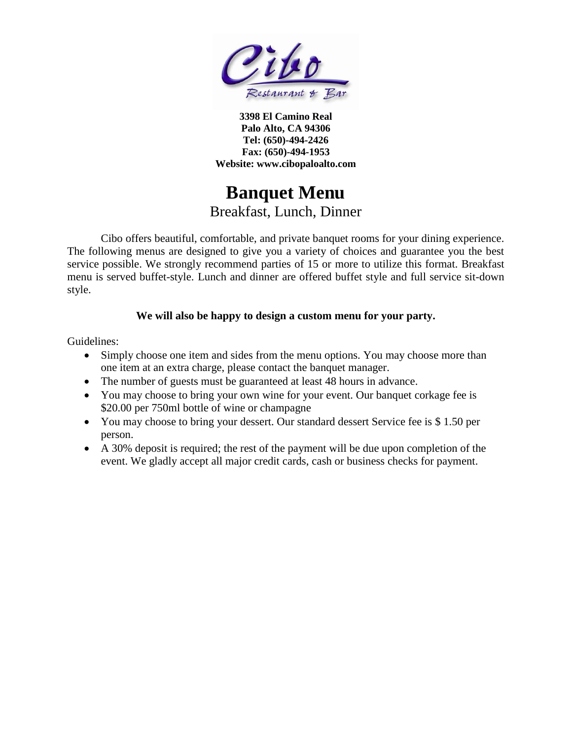**3398 El Camino Real**
**Palo Alto, CA 94306**
**Tel: (650)-494-2426**
**Fax: (650)-494-1953**
**Website: www.cibopaloalto.com**

# Banquet Menu

Breakfast, Lunch, Dinner

Cibo offers beautiful, comfortable, and private banquet rooms for your dining experience. The following menus are designed to give you a variety of choices and guarantee you the best service possible. We strongly recommend parties of 15 or more to utilize this format. Breakfast menu is served buffet-style. Lunch and dinner are offered buffet style and full service sit-down style.

**We will also be happy to design a custom menu for your party.**

Guidelines:

- Simply choose one item and sides from the menu options. You may choose more than one item at an extra charge, please contact the banquet manager.
- The number of guests must be guaranteed at least 48 hours in advance.
- You may choose to bring your own wine for your event. Our banquet corkage fee is $20.00 per 750ml bottle of wine or champagne
- You may choose to bring your dessert. Our standard dessert Service fee is $ 1.50 per person.
- A 30% deposit is required; the rest of the payment will be due upon completion of the event. We gladly accept all major credit cards, cash or business checks for payment.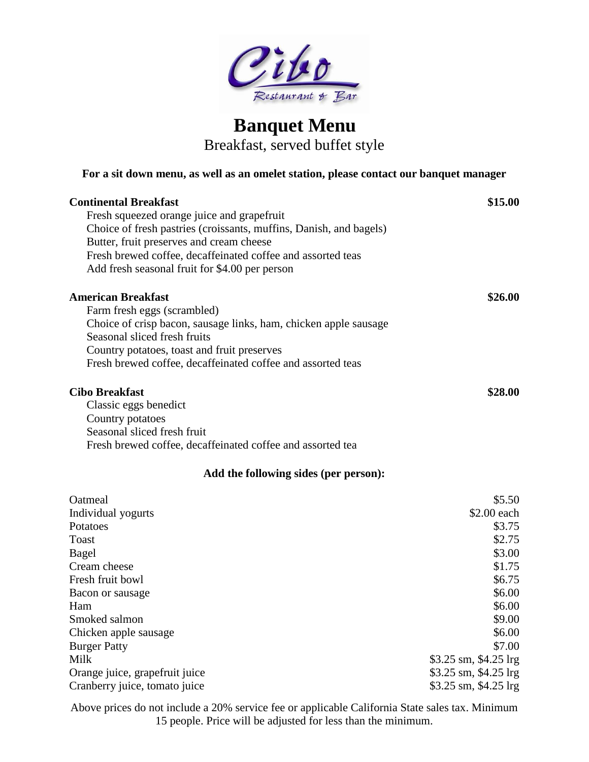Cibo
Restaurant & Bar

# Banquet Menu

Breakfast, served buffet style

**For a sit down menu, as well as an omelet station, please contact our banquet manager**

**Continental Breakfast** **$15.00**

- Fresh squeezed orange juice and grapefruit
- Choice of fresh pastries (croissants, muffins, Danish, and bagels)
- Butter, fruit preserves and cream cheese
- Fresh brewed coffee, decaffeinated coffee and assorted teas
- Add fresh seasonal fruit for $4.00 per person

**American Breakfast** **$26.00**

- Farm fresh eggs (scrambled)
- Choice of crisp bacon, sausage links, ham, chicken apple sausage
- Seasonal sliced fresh fruits
- Country potatoes, toast and fruit preserves
- Fresh brewed coffee, decaffeinated coffee and assorted teas

**Cibo Breakfast** **$28.00**

- Classic eggs benedict
- Country potatoes
- Seasonal sliced fresh fruit
- Fresh brewed coffee, decaffeinated coffee and assorted tea

**Add the following sides (per person):**

| Item | Price |
|---|---|
| Oatmeal | $5.50 |
| Individual yogurts | $2.00 each |
| Potatoes | $3.75 |
| Toast | $2.75 |
| Bagel | $3.00 |
| Cream cheese | $1.75 |
| Fresh fruit bowl | $6.75 |
| Bacon or sausage | $6.00 |
| Ham | $6.00 |
| Smoked salmon | $9.00 |
| Chicken apple sausage | $6.00 |
| Burger Patty | $7.00 |
| Milk | $3.25 sm, $4.25 lrg |
| Orange juice, grapefruit juice | $3.25 sm, $4.25 lrg |
| Cranberry juice, tomato juice | $3.25 sm, $4.25 lrg |

Above prices do not include a 20% service fee or applicable California State sales tax. Minimum 15 people. Price will be adjusted for less than the minimum.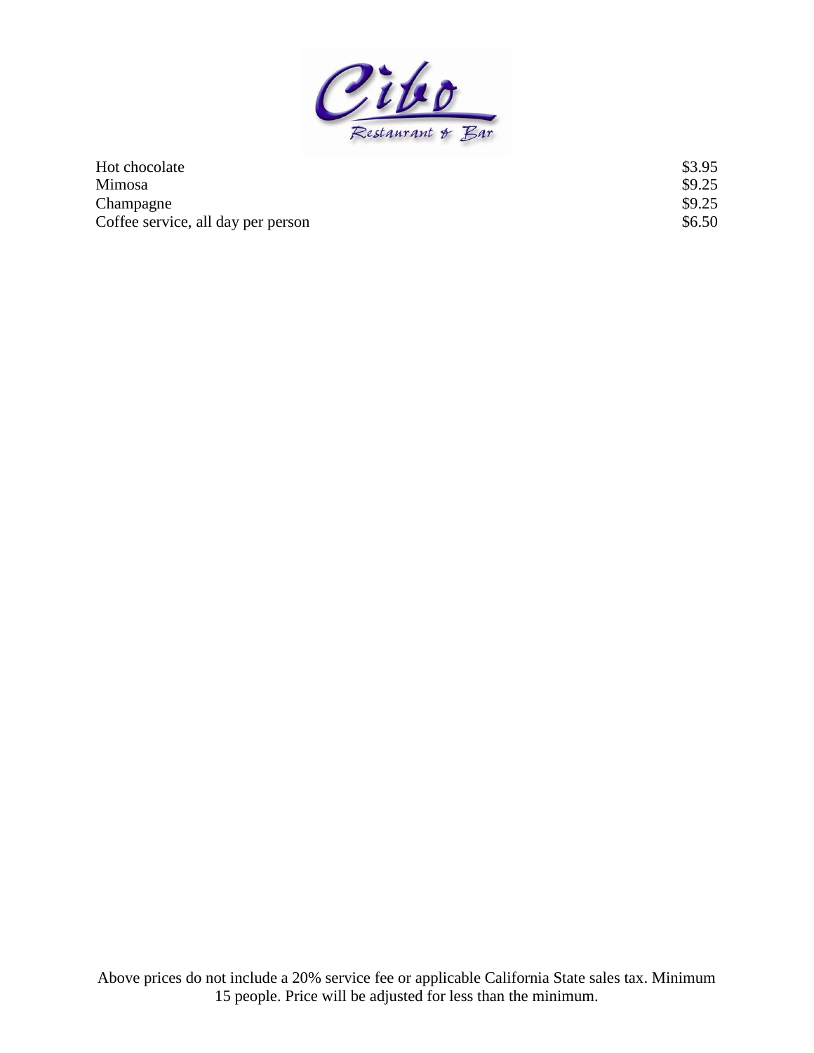| | |
|---|---|
| Hot chocolate | $3.95 |
| Mimosa | $9.25 |
| Champagne | $9.25 |
| Coffee service, all day per person | $6.50 |

Above prices do not include a 20% service fee or applicable California State sales tax. Minimum 15 people. Price will be adjusted for less than the minimum.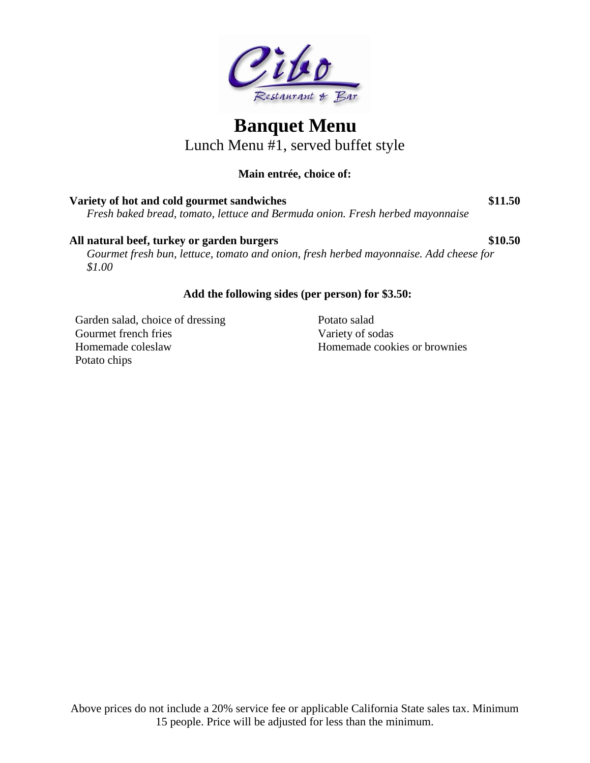Cibo
Restaurant & Bar

# Banquet Menu

Lunch Menu #1, served buffet style

**Main entrée, choice of:**

**Variety of hot and cold gourmet sandwiches** **$11.50**
*Fresh baked bread, tomato, lettuce and Bermuda onion. Fresh herbed mayonnaise*

**All natural beef, turkey or garden burgers** **$10.50**
*Gourmet fresh bun, lettuce, tomato and onion, fresh herbed mayonnaise. Add cheese for $1.00*

**Add the following sides (per person) for $3.50:**

- Garden salad, choice of dressing
- Gourmet french fries
- Homemade coleslaw
- Potato chips
- Potato salad
- Variety of sodas
- Homemade cookies or brownies

Above prices do not include a 20% service fee or applicable California State sales tax. Minimum 15 people. Price will be adjusted for less than the minimum.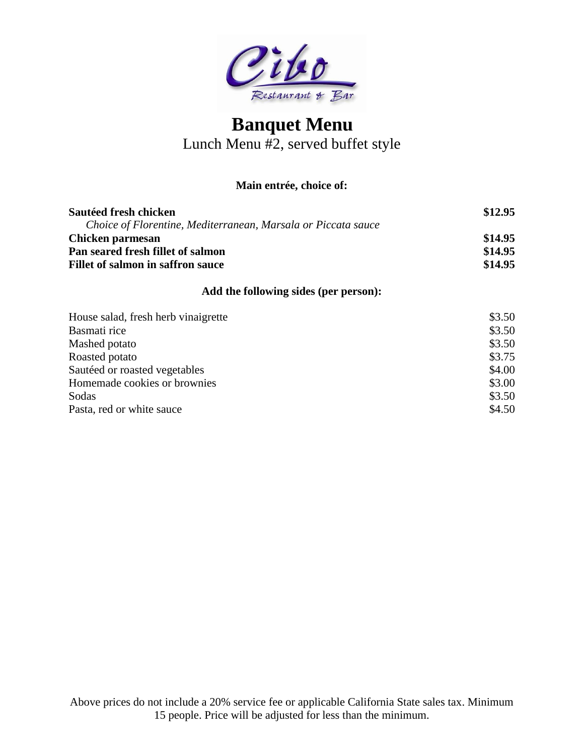Cibo

Restaurant & Bar

# Banquet Menu

Lunch Menu #2, served buffet style

**Main entrée, choice of:**

| | |
|---|---|
| **Sautéed fresh chicken** | **$12.95** |
| *Choice of Florentine, Mediterranean, Marsala or Piccata sauce* | |
| **Chicken parmesan** | **$14.95** |
| **Pan seared fresh fillet of salmon** | **$14.95** |
| **Fillet of salmon in saffron sauce** | **$14.95** |

**Add the following sides (per person):**

| | |
|---|---|
| House salad, fresh herb vinaigrette | $3.50 |
| Basmati rice | $3.50 |
| Mashed potato | $3.50 |
| Roasted potato | $3.75 |
| Sautéed or roasted vegetables | $4.00 |
| Homemade cookies or brownies | $3.00 |
| Sodas | $3.50 |
| Pasta, red or white sauce | $4.50 |

Above prices do not include a 20% service fee or applicable California State sales tax. Minimum 15 people. Price will be adjusted for less than the minimum.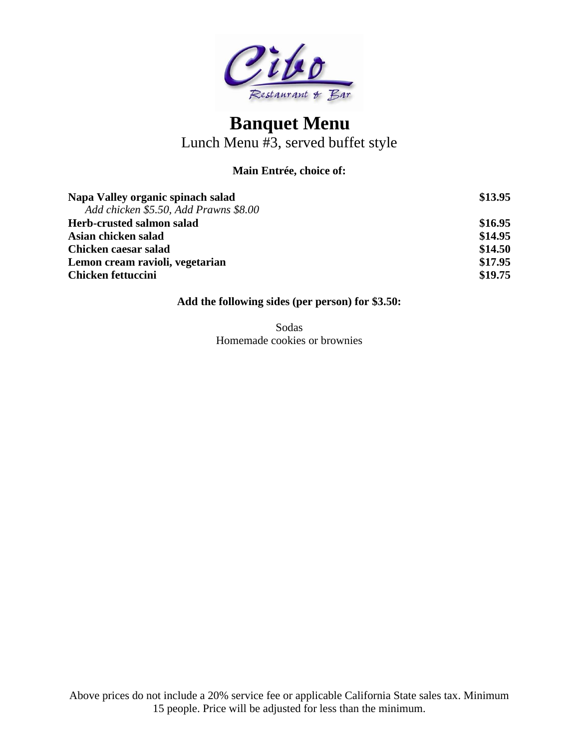Cibo Restaurant & Bar

# Banquet Menu

Lunch Menu #3, served buffet style

**Main Entrée, choice of:**

| | |
|---|---|
| **Napa Valley organic spinach salad** | **$13.95** |
| *Add chicken $5.50, Add Prawns $8.00* | |
| **Herb-crusted salmon salad** | **$16.95** |
| **Asian chicken salad** | **$14.95** |
| **Chicken caesar salad** | **$14.50** |
| **Lemon cream ravioli, vegetarian** | **$17.95** |
| **Chicken fettuccini** | **$19.75** |

**Add the following sides (per person) for $3.50:**

Sodas
Homemade cookies or brownies

Above prices do not include a 20% service fee or applicable California State sales tax. Minimum 15 people. Price will be adjusted for less than the minimum.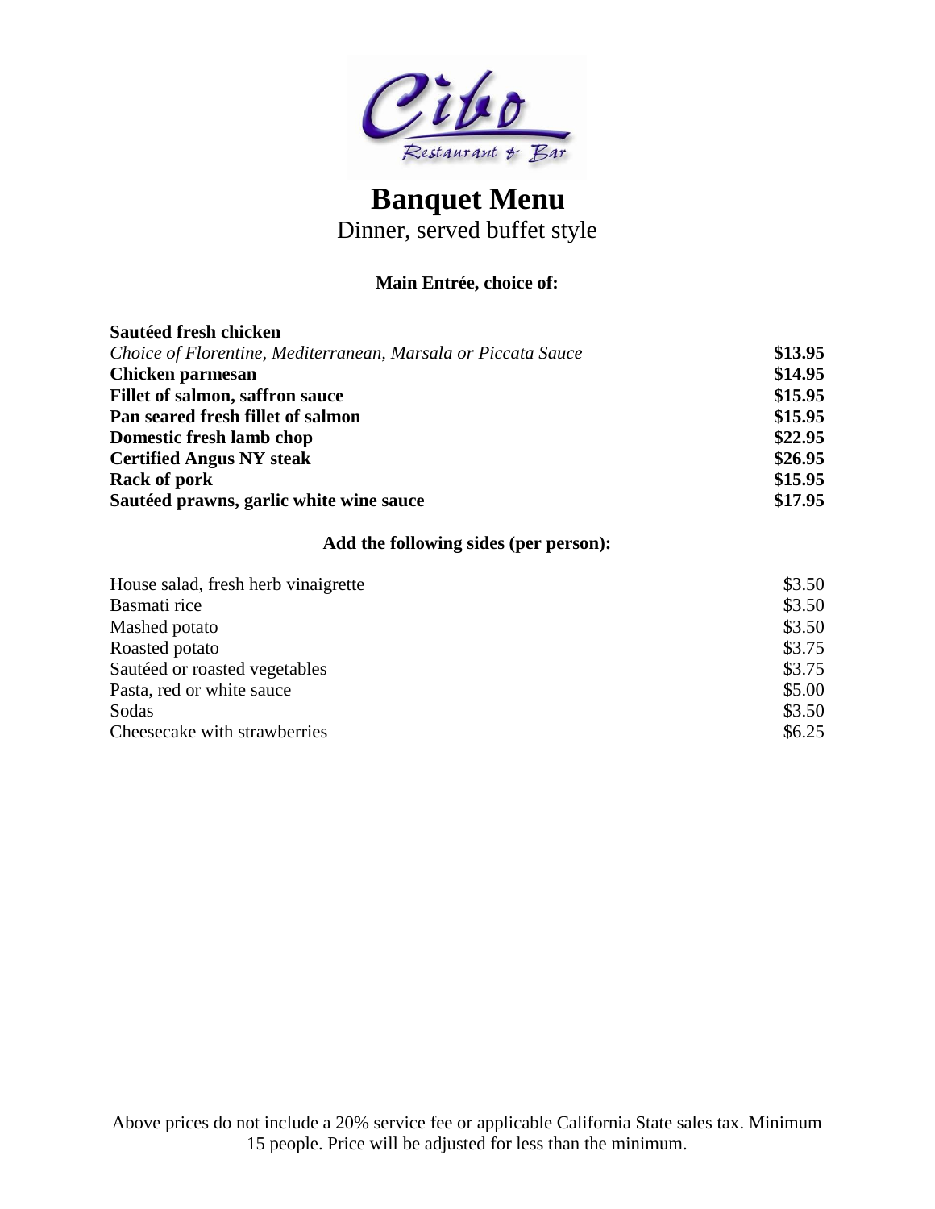Cibo
Restaurant & Bar

# Banquet Menu

Dinner, served buffet style

**Main Entrée, choice of:**

| | |
|---|---|
| **Sautéed fresh chicken** *Choice of Florentine, Mediterranean, Marsala or Piccata Sauce* | **$13.95** |
| **Chicken parmesan** | **$14.95** |
| **Fillet of salmon, saffron sauce** | **$15.95** |
| **Pan seared fresh fillet of salmon** | **$15.95** |
| **Domestic fresh lamb chop** | **$22.95** |
| **Certified Angus NY steak** | **$26.95** |
| **Rack of pork** | **$15.95** |
| **Sautéed prawns, garlic white wine sauce** | **$17.95** |

**Add the following sides (per person):**

| | |
|---|---|
| House salad, fresh herb vinaigrette | $3.50 |
| Basmati rice | $3.50 |
| Mashed potato | $3.50 |
| Roasted potato | $3.75 |
| Sautéed or roasted vegetables | $3.75 |
| Pasta, red or white sauce | $5.00 |
| Sodas | $3.50 |
| Cheesecake with strawberries | $6.25 |

Above prices do not include a 20% service fee or applicable California State sales tax. Minimum 15 people. Price will be adjusted for less than the minimum.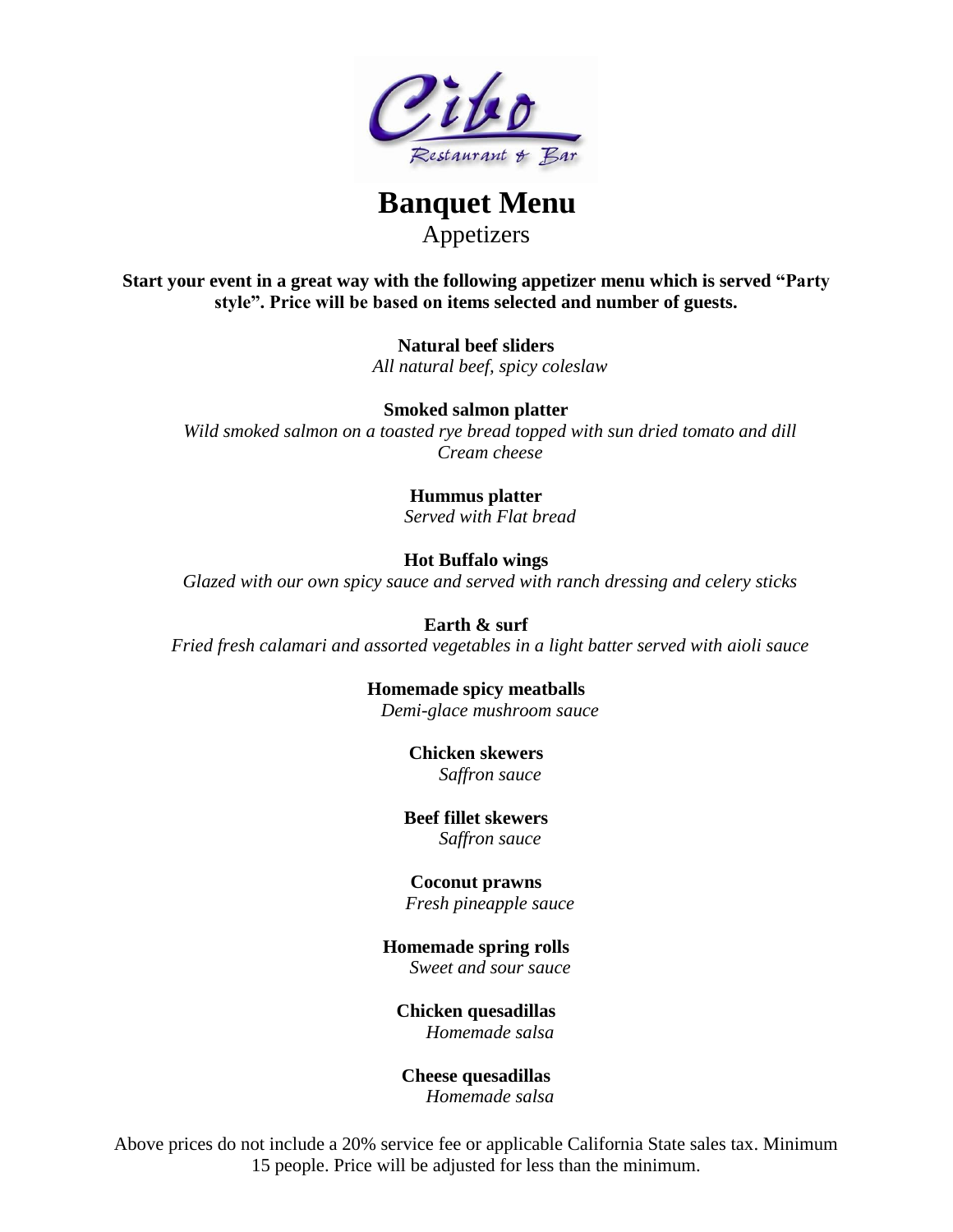Cibo
Restaurant & Bar

# Banquet Menu

## Appetizers

**Start your event in a great way with the following appetizer menu which is served "Party style". Price will be based on items selected and number of guests.**

**Natural beef sliders**
*All natural beef, spicy coleslaw*

**Smoked salmon platter**
*Wild smoked salmon on a toasted rye bread topped with sun dried tomato and dill Cream cheese*

**Hummus platter**
*Served with Flat bread*

**Hot Buffalo wings**
*Glazed with our own spicy sauce and served with ranch dressing and celery sticks*

**Earth & surf**
*Fried fresh calamari and assorted vegetables in a light batter served with aioli sauce*

**Homemade spicy meatballs**
*Demi-glace mushroom sauce*

**Chicken skewers**
*Saffron sauce*

**Beef fillet skewers**
*Saffron sauce*

**Coconut prawns**
*Fresh pineapple sauce*

**Homemade spring rolls**
*Sweet and sour sauce*

**Chicken quesadillas**
*Homemade salsa*

**Cheese quesadillas**
*Homemade salsa*

Above prices do not include a 20% service fee or applicable California State sales tax. Minimum 15 people. Price will be adjusted for less than the minimum.